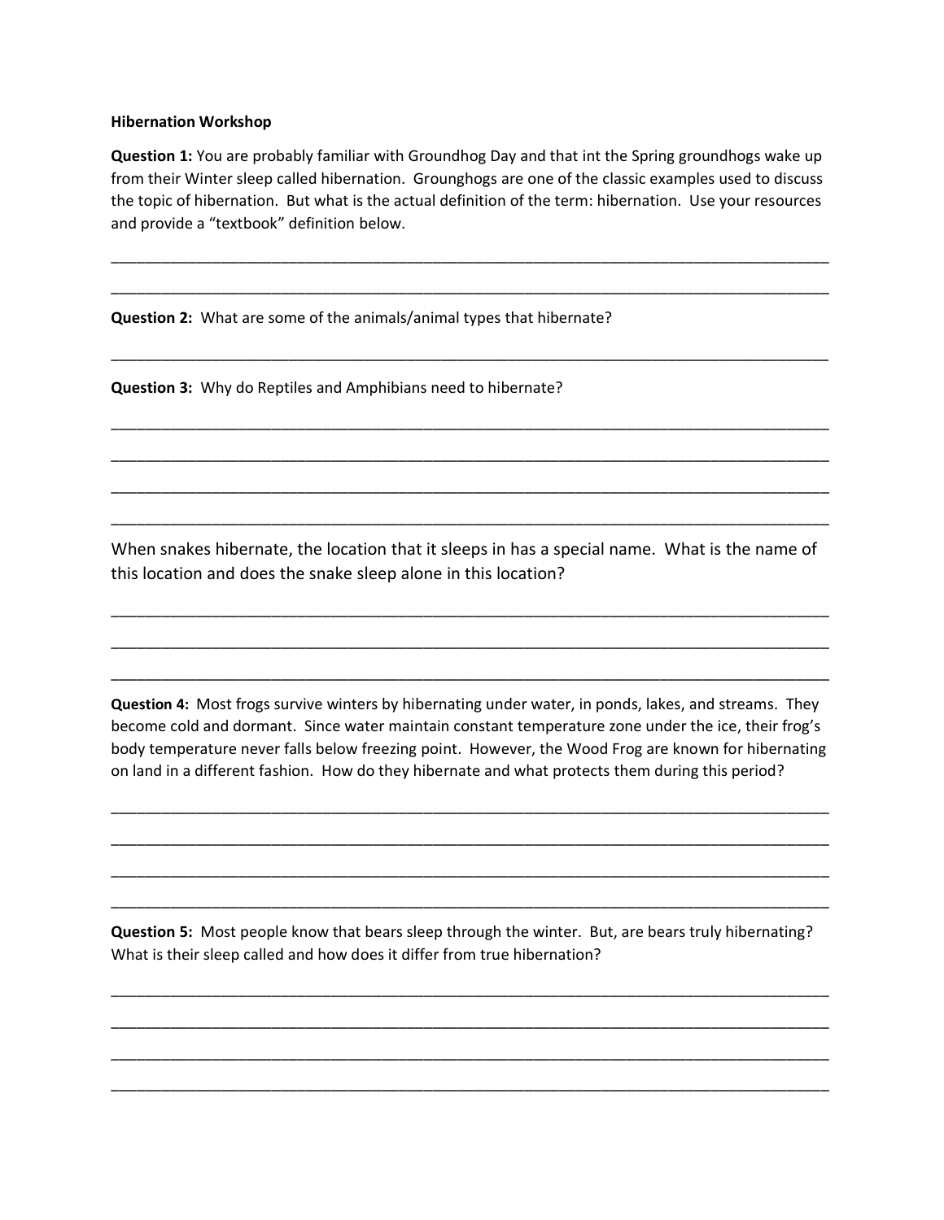**Hibernation Workshop**

**Question 1:** You are probably familiar with Groundhog Day and that int the Spring groundhogs wake up from their Winter sleep called hibernation. Grounghogs are one of the classic examples used to discuss the topic of hibernation. But what is the actual definition of the term: hibernation. Use your resources and provide a "textbook" definition below.

______________________________________________________________________________

______________________________________________________________________________

**Question 2:** What are some of the animals/animal types that hibernate?

______________________________________________________________________________

**Question 3:** Why do Reptiles and Amphibians need to hibernate?

______________________________________________________________________________

______________________________________________________________________________

______________________________________________________________________________

______________________________________________________________________________

When snakes hibernate, the location that it sleeps in has a special name. What is the name of this location and does the snake sleep alone in this location?

______________________________________________________________________________

______________________________________________________________________________

______________________________________________________________________________

**Question 4:** Most frogs survive winters by hibernating under water, in ponds, lakes, and streams. They become cold and dormant. Since water maintain constant temperature zone under the ice, their frog's body temperature never falls below freezing point. However, the Wood Frog are known for hibernating on land in a different fashion. How do they hibernate and what protects them during this period?

______________________________________________________________________________

______________________________________________________________________________

______________________________________________________________________________

______________________________________________________________________________

**Question 5:** Most people know that bears sleep through the winter. But, are bears truly hibernating? What is their sleep called and how does it differ from true hibernation?

______________________________________________________________________________

______________________________________________________________________________

______________________________________________________________________________

______________________________________________________________________________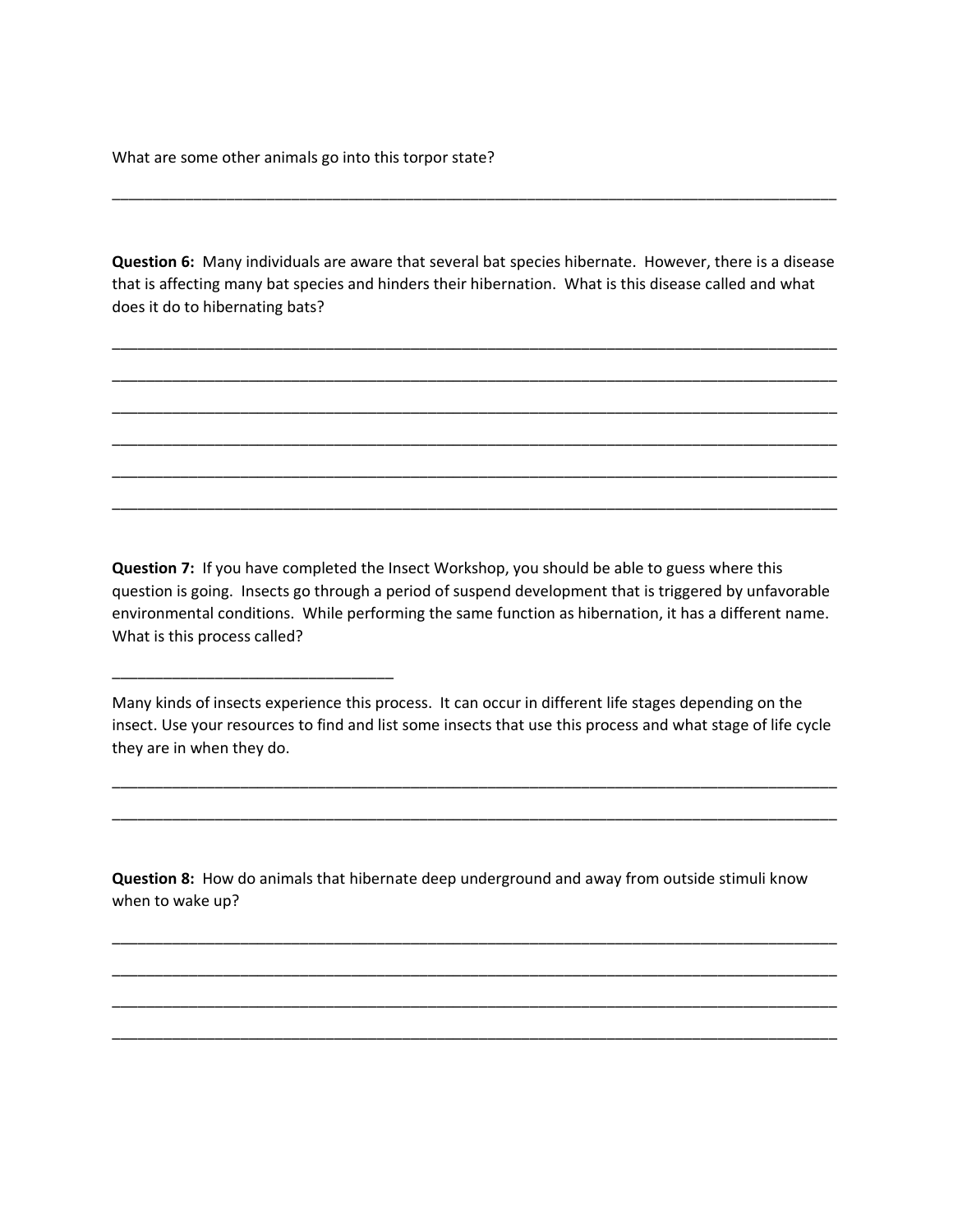What are some other animals go into this torpor state?

___________________________________________________________________________________________

**Question 6:** Many individuals are aware that several bat species hibernate. However, there is a disease that is affecting many bat species and hinders their hibernation. What is this disease called and what does it do to hibernating bats?

___________________________________________________________________________________________

___________________________________________________________________________________________

___________________________________________________________________________________________

___________________________________________________________________________________________

___________________________________________________________________________________________

___________________________________________________________________________________________

**Question 7:** If you have completed the Insect Workshop, you should be able to guess where this question is going. Insects go through a period of suspend development that is triggered by unfavorable environmental conditions. While performing the same function as hibernation, it has a different name. What is this process called?

________________________________

Many kinds of insects experience this process. It can occur in different life stages depending on the insect. Use your resources to find and list some insects that use this process and what stage of life cycle they are in when they do.

___________________________________________________________________________________________

___________________________________________________________________________________________

**Question 8:** How do animals that hibernate deep underground and away from outside stimuli know when to wake up?

___________________________________________________________________________________________

___________________________________________________________________________________________

___________________________________________________________________________________________

___________________________________________________________________________________________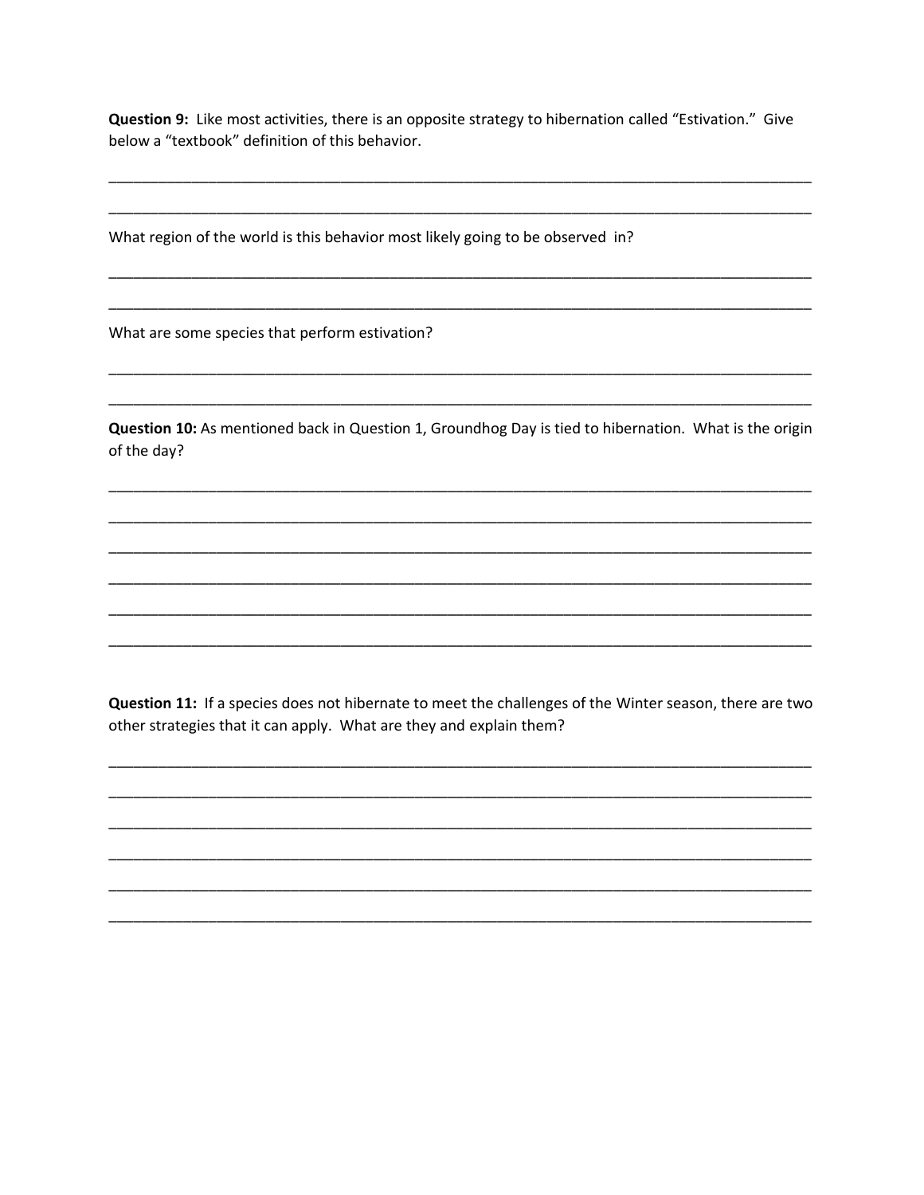**Question 9:** Like most activities, there is an opposite strategy to hibernation called "Estivation." Give below a "textbook" definition of this behavior.

______________________________________________________________________________

______________________________________________________________________________

What region of the world is this behavior most likely going to be observed in?

______________________________________________________________________________

______________________________________________________________________________

What are some species that perform estivation?

______________________________________________________________________________

______________________________________________________________________________

**Question 10:** As mentioned back in Question 1, Groundhog Day is tied to hibernation. What is the origin of the day?

______________________________________________________________________________

______________________________________________________________________________

______________________________________________________________________________

______________________________________________________________________________

______________________________________________________________________________

______________________________________________________________________________

**Question 11:** If a species does not hibernate to meet the challenges of the Winter season, there are two other strategies that it can apply. What are they and explain them?

______________________________________________________________________________

______________________________________________________________________________

______________________________________________________________________________

______________________________________________________________________________

______________________________________________________________________________

______________________________________________________________________________